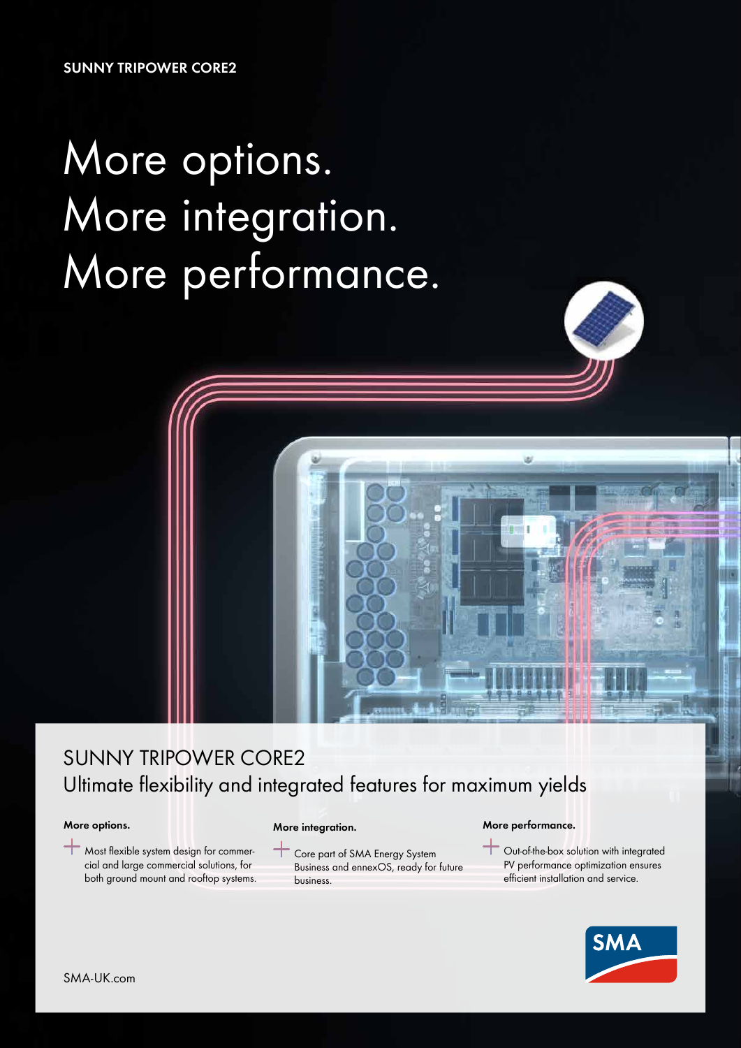SUNNY TRIPOWER CORE2

# More options.
# More integration.
# More performance.

## SUNNY TRIPOWER CORE2
Ultimate flexibility and integrated features for maximum yields

**More options.**

- Most flexible system design for commercial and large commercial solutions, for both ground mount and rooftop systems.

**More integration.**

- Core part of SMA Energy System Business and ennexOS, ready for future business.

**More performance.**

- Out-of-the-box solution with integrated PV performance optimization ensures efficient installation and service.

SMA

SMA-UK.com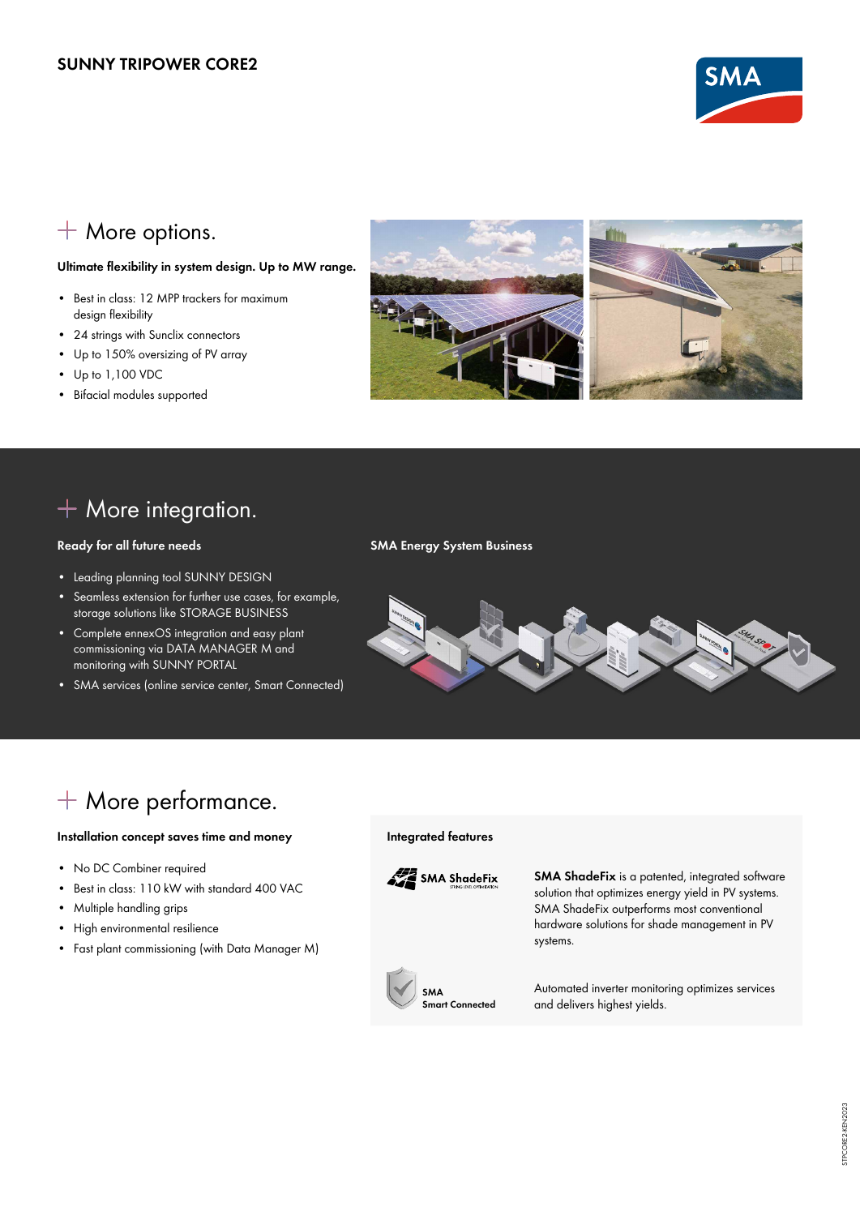## + More options.

**Ultimate flexibility in system design. Up to MW range.**

- Best in class: 12 MPP trackers for maximum design flexibility
- 24 strings with Sunclix connectors
- Up to 150% oversizing of PV array
- Up to 1,100 VDC
- Bifacial modules supported

## + More integration.

**Ready for all future needs**

- Leading planning tool SUNNY DESIGN
- Seamless extension for further use cases, for example, storage solutions like STORAGE BUSINESS
- Complete ennexOS integration and easy plant commissioning via DATA MANAGER M and monitoring with SUNNY PORTAL
- SMA services (online service center, Smart Connected)

**SMA Energy System Business**

## + More performance.

**Installation concept saves time and money**

- No DC Combiner required
- Best in class: 110 kW with standard 400 VAC
- Multiple handling grips
- High environmental resilience
- Fast plant commissioning (with Data Manager M)

**Integrated features**

SMA ShadeFix

**SMA ShadeFix** is a patented, integrated software solution that optimizes energy yield in PV systems. SMA ShadeFix outperforms most conventional hardware solutions for shade management in PV systems.

SMA Smart Connected

Automated inverter monitoring optimizes services and delivers highest yields.

STPCORE2-KEN2023